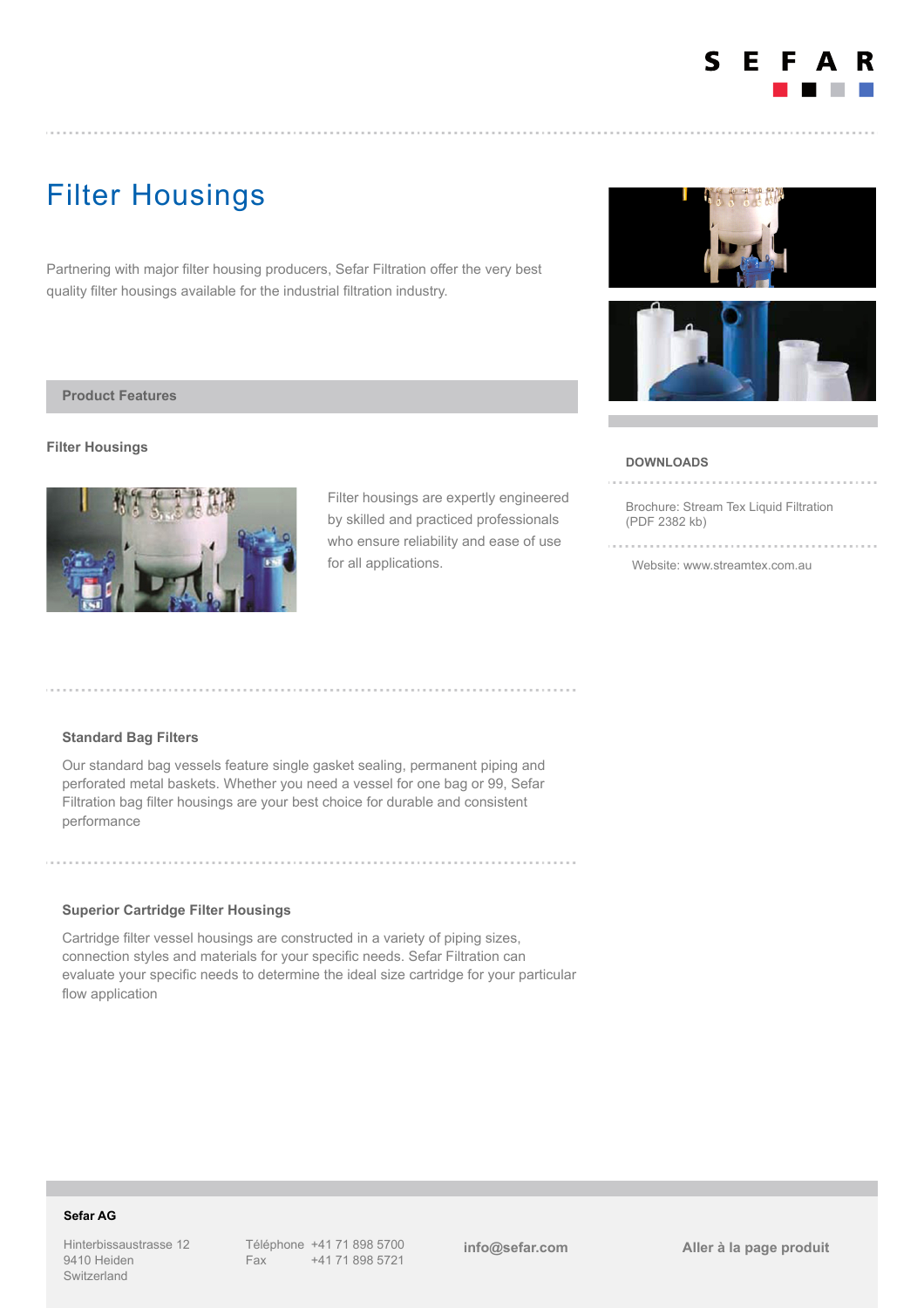# Filter Housings

Partnering with major filter housing producers, Sefar Filtration offer the very best quality filter housings available for the industrial filtration industry.

## Product Features

### Filter Housings

Filter housings are expertly engineered by skilled and practiced professionals who ensure reliability and ease of use for all applications.

### Standard Bag Filters

Our standard bag vessels feature single gasket sealing, permanent piping and perforated metal baskets. Whether you need a vessel for one bag or 99, Sefar Filtration bag filter housings are your best choice for durable and consistent performance

### Superior Cartridge Filter Housings

Cartridge filter vessel housings are constructed in a variety of piping sizes, connection styles and materials for your specific needs. Sefar Filtration can evaluate your specific needs to determine the ideal size cartridge for your particular flow application

## DOWNLOADS

Brochure: Stream Tex Liquid Filtration (PDF 2382 kb)

Website: www.streamtex.com.au

**Sefar AG**

Hinterbissaustrasse 12
9410 Heiden
Switzerland

Téléphone +41 71 898 5700
Fax +41 71 898 5721

**info@sefar.com**

**Aller à la page produit**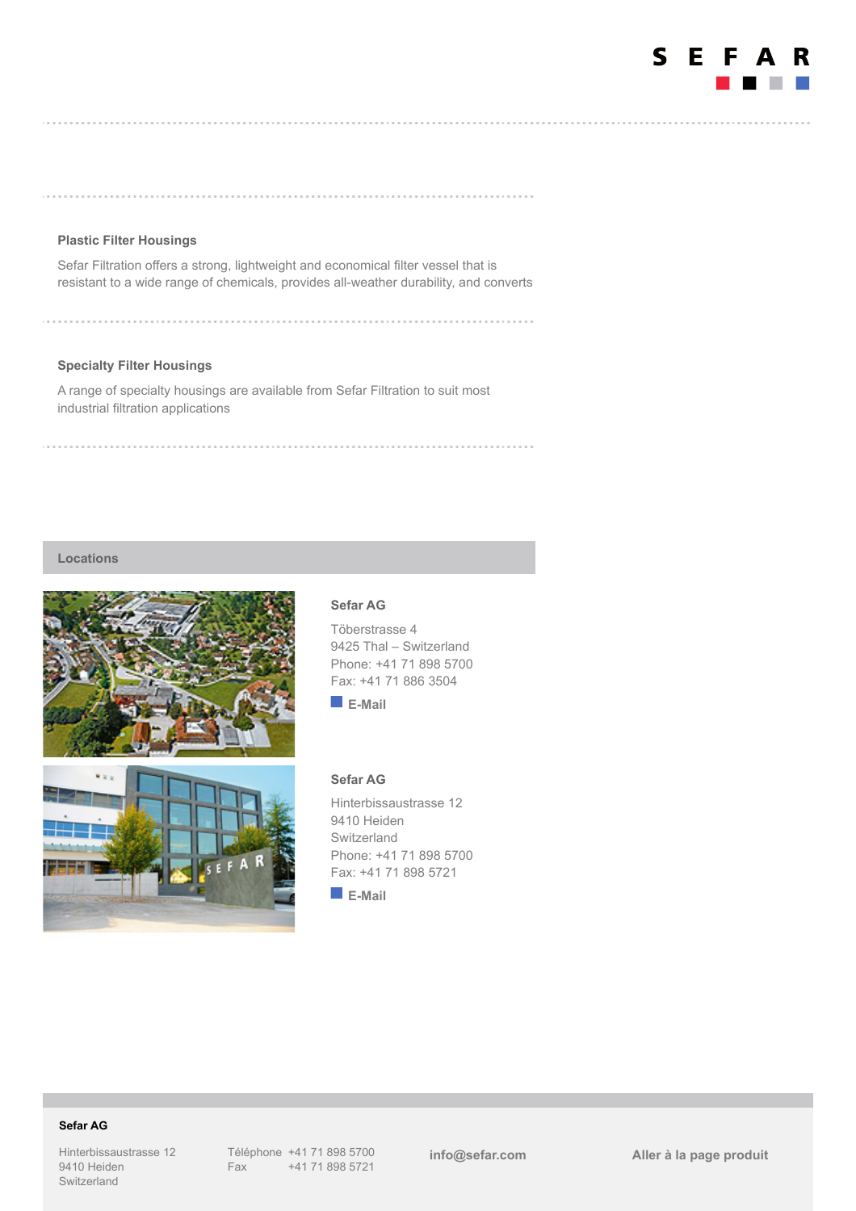### Plastic Filter Housings

Sefar Filtration offers a strong, lightweight and economical filter vessel that is resistant to a wide range of chemicals, provides all-weather durability, and converts

### Specialty Filter Housings

A range of specialty housings are available from Sefar Filtration to suit most industrial filtration applications

## Locations

**Sefar AG**

Töberstrasse 4
9425 Thal – Switzerland
Phone: +41 71 898 5700
Fax: +41 71 886 3504

E-Mail

**Sefar AG**

Hinterbissaustrasse 12
9410 Heiden
Switzerland
Phone: +41 71 898 5700
Fax: +41 71 898 5721

E-Mail

**Sefar AG**

Hinterbissaustrasse 12
9410 Heiden
Switzerland

Téléphone +41 71 898 5700
Fax +41 71 898 5721

info@sefar.com

Aller à la page produit